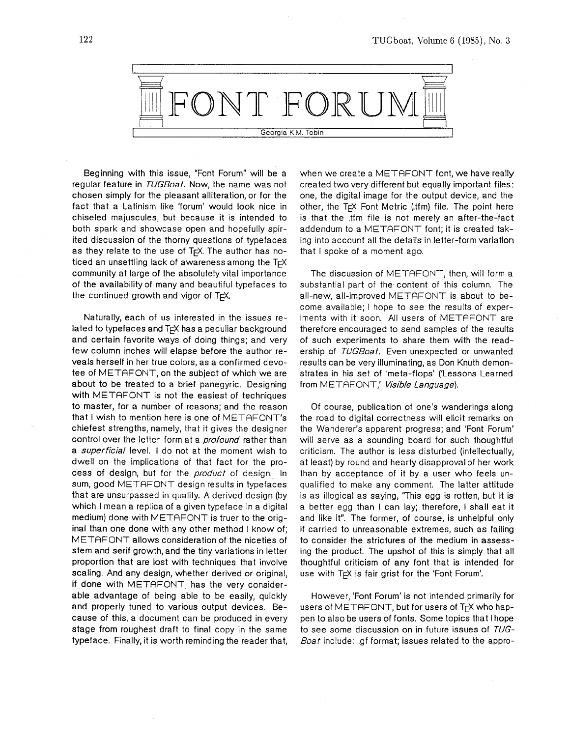# FONT FORUM

Georgia K.M. Tobin

Beginning with this issue, "Font Forum" will be a regular feature in *TUGBoat*. Now, the name was not chosen simply for the pleasant alliteration, or for the fact that a Latinism like 'forum' would look nice in chiseled majuscules, but because it is intended to both spark and showcase open and hopefully spirited discussion of the thorny questions of typefaces as they relate to the use of TEX. The author has noticed an unsettling lack of awareness among the TEX community at large of the absolutely vital importance of the availability of many and beautiful typefaces to the continued growth and vigor of TEX.

Naturally, each of us interested in the issues related to typefaces and TEX has a peculiar background and certain favorite ways of doing things; and very few column inches will elapse before the author reveals herself in her true colors, as a confirmed devotee of METAFONT, on the subject of which we are about to be treated to a brief panegyric. Designing with METAFONT is not the easiest of techniques to master, for a number of reasons; and the reason that I wish to mention here is one of METAFONT's chiefest strengths, namely, that it gives the designer control over the letter-form at a *profound* rather than a *superficial* level. I do not at the moment wish to dwell on the implications of that fact for the process of design, but for the *product* of design. In sum, good METAFONT design results in typefaces that are unsurpassed in quality. A derived design (by which I mean a replica of a given typeface in a digital medium) done with METAFONT is truer to the original than one done with any other method I know of; METAFONT allows consideration of the niceties of stem and serif growth, and the tiny variations in letter proportion that are lost with techniques that involve scaling. And any design, whether derived or original, if done with METAFONT, has the very considerable advantage of being able to be easily, quickly and properly tuned to various output devices. Because of this, a document can be produced in every stage from roughest draft to final copy in the same typeface. Finally, it is worth reminding the reader that, when we create a METAFONT font, we have really created two very different but equally important files: one, the digital image for the output device, and the other, the TEX Font Metric (.tfm) file. The point here is that the .tfm file is not merely an after-the-fact addendum to a METAFONT font; it is created taking into account all the details in letter-form variation that I spoke of a moment ago.

The discussion of METAFONT, then, will form a substantial part of the content of this column. The all-new, all-improved METAFONT is about to become available; I hope to see the results of experiments with it soon. All users of METAFONT are therefore encouraged to send samples of the results of such experiments to share them with the readership of *TUGBoat*. Even unexpected or unwanted results can be very illuminating, as Don Knuth demonstrates in his set of 'meta-flops' ('Lessons Learned from METAFONT,' *Visible Language*).

Of course, publication of one's wanderings along the road to digital correctness will elicit remarks on the Wanderer's apparent progress; and 'Font Forum' will serve as a sounding board for such thoughtful criticism. The author is less disturbed (intellectually, at least) by round and hearty disapproval of her work than by acceptance of it by a user who feels unqualified to make any comment. The latter attitude is as illogical as saying, "This egg is rotten, but it is a better egg than I can lay; therefore, I shall eat it and like it". The former, of course, is unhelpful only if carried to unreasonable extremes, such as failing to consider the strictures of the medium in assessing the product. The upshot of this is simply that all thoughtful criticism of any font that is intended for use with TEX is fair grist for the 'Font Forum'.

However, 'Font Forum' is not intended primarily for users of METAFONT, but for users of TEX who happen to also be users of fonts. Some topics that I hope to see some discussion on in future issues of *TUGBoat* include: .gf format; issues related to the appro-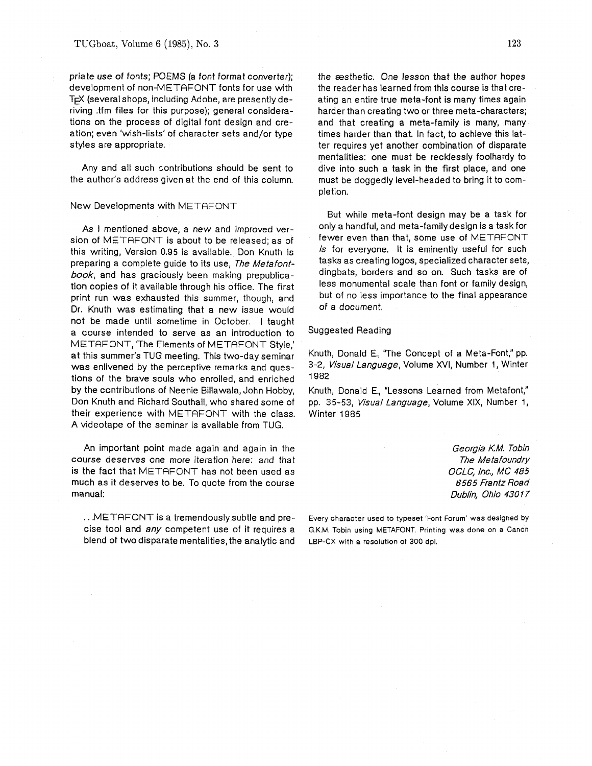priate use of fonts; POEMS (a font format converter); development of non-METAFONT fonts for use with TEX (several shops, including Adobe, are presently deriving .tfm files for this purpose); general considerations on the process of digital font design and creation; even 'wish-lists' of character sets and/or type styles are appropriate.

Any and all such contributions should be sent to the author's address given at the end of this column.

### New Developments with METAFONT

As I mentioned above, a new and improved version of METAFONT is about to be released; as of this writing, Version 0.95 is available. Don Knuth is preparing a complete guide to its use, *The Metafontbook*, and has graciously been making prepublication copies of it available through his office. The first print run was exhausted this summer, though, and Dr. Knuth was estimating that a new issue would not be made until sometime in October. I taught a course intended to serve as an introduction to METAFONT, 'The Elements of METAFONT Style,' at this summer's TUG meeting. This two-day seminar was enlivened by the perceptive remarks and questions of the brave souls who enrolled, and enriched by the contributions of Neenie Billawala, John Hobby, Don Knuth and Richard Southall, who shared some of their experience with METAFONT with the class. A videotape of the seminar is available from TUG.

An important point made again and again in the course deserves one more iteration here: and that is the fact that METAFONT has not been used as much as it deserves to be. To quote from the course manual:

> . . .METAFONT is a tremendously subtle and precise tool and *any* competent use of it requires a blend of two disparate mentalities, the analytic and the æsthetic. One lesson that the author hopes the reader has learned from this course is that creating an entire true meta-font is many times again harder than creating two or three meta-characters; and that creating a meta-family is many, many times harder than that. In fact, to achieve this latter requires yet another combination of disparate mentalities: one must be recklessly foolhardy to dive into such a task in the first place, and one must be doggedly level-headed to bring it to completion.

But while meta-font design may be a task for only a handful, and meta-family design is a task for fewer even than that, some use of METAFONT *is* for everyone. It is eminently useful for such tasks as creating logos, specialized character sets, dingbats, borders and so on. Such tasks are of less monumental scale than font or family design, but of no less importance to the final appearance of a document.

### Suggested Reading

Knuth, Donald E., "The Concept of a Meta-Font," pp. 3-2, *Visual Language*, Volume XVI, Number 1, Winter 1982

Knuth, Donald E., "Lessons Learned from Metafont," pp. 35-53, *Visual Language*, Volume XIX, Number 1, Winter 1985

*Georgia K.M. Tobin*
*The Metafoundry*
*OCLC, Inc., MC 485*
*6565 Frantz Road*
*Dublin, Ohio 43017*

Every character used to typeset 'Font Forum' was designed by G.K.M. Tobin using METAFONT. Printing was done on a Canon LBP-CX with a resolution of 300 dpi.